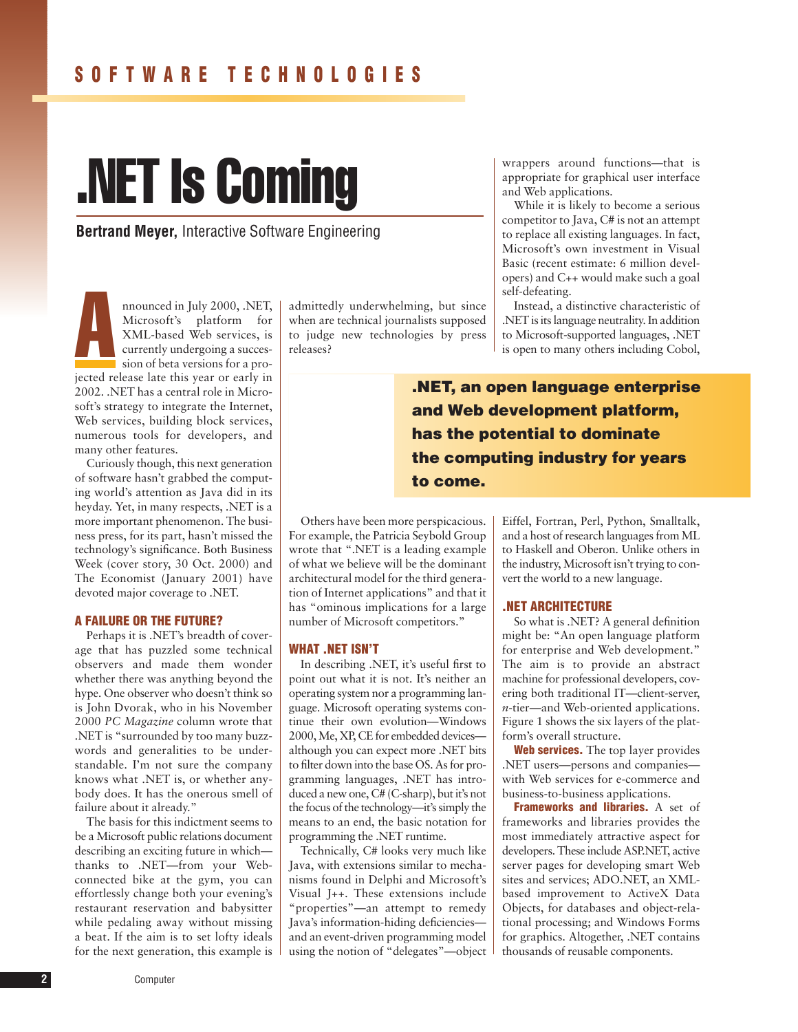# .NET Is Coming

**Bertrand Meyer,** Interactive Software Engineering

Announced in July 2000, .NET, Microsoft's platform for XML-based Web services, is currently undergoing a succession of beta versions for a projected release late this year or early in 2002. .NET has a central role in Microsoft's strategy to integrate the Internet, Web services, building block services, numerous tools for developers, and many other features.

Curiously though, this next generation of software hasn't grabbed the computing world's attention as Java did in its heyday. Yet, in many respects, .NET is a more important phenomenon. The business press, for its part, hasn't missed the technology's significance. Both Business Week (cover story, 30 Oct. 2000) and The Economist (January 2001) have devoted major coverage to .NET.

## A FAILURE OR THE FUTURE?

Perhaps it is .NET's breadth of coverage that has puzzled some technical observers and made them wonder whether there was anything beyond the hype. One observer who doesn't think so is John Dvorak, who in his November 2000 *PC Magazine* column wrote that .NET is "surrounded by too many buzzwords and generalities to be understandable. I'm not sure the company knows what .NET is, or whether anybody does. It has the onerous smell of failure about it already."

The basis for this indictment seems to be a Microsoft public relations document describing an exciting future in which—thanks to .NET—from your Web-connected bike at the gym, you can effortlessly change both your evening's restaurant reservation and babysitter while pedaling away without missing a beat. If the aim is to set lofty ideals for the next generation, this example is admittedly underwhelming, but since when are technical journalists supposed to judge new technologies by press releases?

> **.NET, an open language enterprise and Web development platform, has the potential to dominate the computing industry for years to come.**

Others have been more perspicacious. For example, the Patricia Seybold Group wrote that ".NET is a leading example of what we believe will be the dominant architectural model for the third generation of Internet applications" and that it has "ominous implications for a large number of Microsoft competitors."

## WHAT .NET ISN'T

In describing .NET, it's useful first to point out what it is not. It's neither an operating system nor a programming language. Microsoft operating systems continue their own evolution—Windows 2000, Me, XP, CE for embedded devices—although you can expect more .NET bits to filter down into the base OS. As for programming languages, .NET has introduced a new one, C# (C-sharp), but it's not the focus of the technology—it's simply the means to an end, the basic notation for programming the .NET runtime.

Technically, C# looks very much like Java, with extensions similar to mechanisms found in Delphi and Microsoft's Visual J++. These extensions include "properties"—an attempt to remedy Java's information-hiding deficiencies—and an event-driven programming model using the notion of "delegates"—object wrappers around functions—that is appropriate for graphical user interface and Web applications.

While it is likely to become a serious competitor to Java, C# is not an attempt to replace all existing languages. In fact, Microsoft's own investment in Visual Basic (recent estimate: 6 million developers) and C++ would make such a goal self-defeating.

Instead, a distinctive characteristic of .NET is its language neutrality. In addition to Microsoft-supported languages, .NET is open to many others including Cobol, Eiffel, Fortran, Perl, Python, Smalltalk, and a host of research languages from ML to Haskell and Oberon. Unlike others in the industry, Microsoft isn't trying to convert the world to a new language.

## .NET ARCHITECTURE

So what is .NET? A general definition might be: "An open language platform for enterprise and Web development." The aim is to provide an abstract machine for professional developers, covering both traditional IT—client-server, *n*-tier—and Web-oriented applications. Figure 1 shows the six layers of the platform's overall structure.

**Web services.** The top layer provides .NET users—persons and companies—with Web services for e-commerce and business-to-business applications.

**Frameworks and libraries.** A set of frameworks and libraries provides the most immediately attractive aspect for developers. These include ASP.NET, active server pages for developing smart Web sites and services; ADO.NET, an XML-based improvement to ActiveX Data Objects, for databases and object-relational processing; and Windows Forms for graphics. Altogether, .NET contains thousands of reusable components.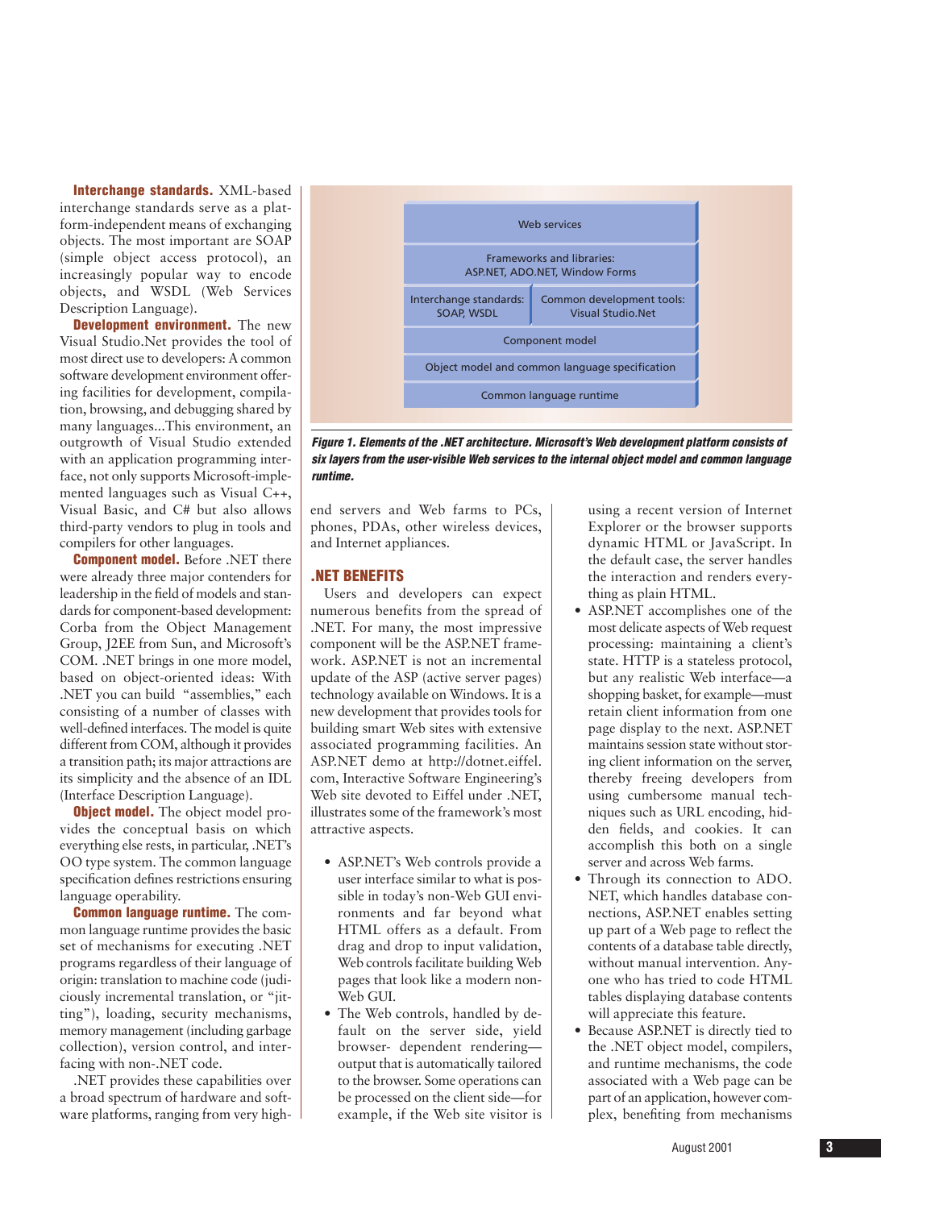**Interchange standards.** XML-based interchange standards serve as a platform-independent means of exchanging objects. The most important are SOAP (simple object access protocol), an increasingly popular way to encode objects, and WSDL (Web Services Description Language).

**Development environment.** The new Visual Studio.Net provides the tool of most direct use to developers: A common software development environment offering facilities for development, compilation, browsing, and debugging shared by many languages...This environment, an outgrowth of Visual Studio extended with an application programming interface, not only supports Microsoft-implemented languages such as Visual C++, Visual Basic, and C# but also allows third-party vendors to plug in tools and compilers for other languages.

**Component model.** Before .NET there were already three major contenders for leadership in the field of models and standards for component-based development: Corba from the Object Management Group, J2EE from Sun, and Microsoft's COM. .NET brings in one more model, based on object-oriented ideas: With .NET you can build "assemblies," each consisting of a number of classes with well-defined interfaces. The model is quite different from COM, although it provides a transition path; its major attractions are its simplicity and the absence of an IDL (Interface Description Language).

**Object model.** The object model provides the conceptual basis on which everything else rests, in particular, .NET's OO type system. The common language specification defines restrictions ensuring language operability.

**Common language runtime.** The common language runtime provides the basic set of mechanisms for executing .NET programs regardless of their language of origin: translation to machine code (judiciously incremental translation, or "jitting"), loading, security mechanisms, memory management (including garbage collection), version control, and interfacing with non-.NET code.

.NET provides these capabilities over a broad spectrum of hardware and software platforms, ranging from very high-end servers and Web farms to PCs, phones, PDAs, other wireless devices, and Internet appliances.

| Web services | |
|---|---|
| Frameworks and libraries: ASP.NET, ADO.NET, Window Forms | |
| Interchange standards: SOAP, WSDL | Common development tools: Visual Studio.Net |
| Component model | |
| Object model and common language specification | |
| Common language runtime | |

*Figure 1. Elements of the .NET architecture. Microsoft's Web development platform consists of six layers from the user-visible Web services to the internal object model and common language runtime.*

## .NET BENEFITS

Users and developers can expect numerous benefits from the spread of .NET. For many, the most impressive component will be the ASP.NET framework. ASP.NET is not an incremental update of the ASP (active server pages) technology available on Windows. It is a new development that provides tools for building smart Web sites with extensive associated programming facilities. An ASP.NET demo at http://dotnet.eiffel.com, Interactive Software Engineering's Web site devoted to Eiffel under .NET, illustrates some of the framework's most attractive aspects.

- ASP.NET's Web controls provide a user interface similar to what is possible in today's non-Web GUI environments and far beyond what HTML offers as a default. From drag and drop to input validation, Web controls facilitate building Web pages that look like a modern non-Web GUI.
- The Web controls, handled by default on the server side, yield browser- dependent rendering—output that is automatically tailored to the browser. Some operations can be processed on the client side—for example, if the Web site visitor is using a recent version of Internet Explorer or the browser supports dynamic HTML or JavaScript. In the default case, the server handles the interaction and renders everything as plain HTML.
- ASP.NET accomplishes one of the most delicate aspects of Web request processing: maintaining a client's state. HTTP is a stateless protocol, but any realistic Web interface—a shopping basket, for example—must retain client information from one page display to the next. ASP.NET maintains session state without storing client information on the server, thereby freeing developers from using cumbersome manual techniques such as URL encoding, hidden fields, and cookies. It can accomplish this both on a single server and across Web farms.
- Through its connection to ADO.NET, which handles database connections, ASP.NET enables setting up part of a Web page to reflect the contents of a database table directly, without manual intervention. Anyone who has tried to code HTML tables displaying database contents will appreciate this feature.
- Because ASP.NET is directly tied to the .NET object model, compilers, and runtime mechanisms, the code associated with a Web page can be part of an application, however complex, benefiting from mechanisms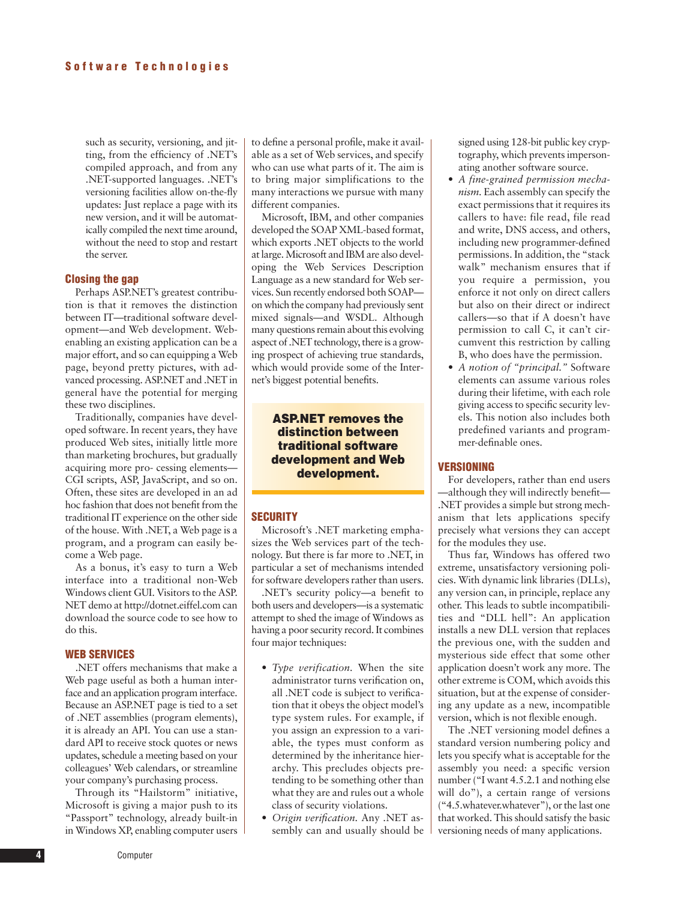such as security, versioning, and jitting, from the efficiency of .NET's compiled approach, and from any .NET-supported languages. .NET's versioning facilities allow on-the-fly updates: Just replace a page with its new version, and it will be automatically compiled the next time around, without the need to stop and restart the server.

## Closing the gap

Perhaps ASP.NET's greatest contribution is that it removes the distinction between IT—traditional software development—and Web development. Web-enabling an existing application can be a major effort, and so can equipping a Web page, beyond pretty pictures, with advanced processing. ASP.NET and .NET in general have the potential for merging these two disciplines.

Traditionally, companies have developed software. In recent years, they have produced Web sites, initially little more than marketing brochures, but gradually acquiring more pro- cessing elements—CGI scripts, ASP, JavaScript, and so on. Often, these sites are developed in an ad hoc fashion that does not benefit from the traditional IT experience on the other side of the house. With .NET, a Web page is a program, and a program can easily become a Web page.

As a bonus, it's easy to turn a Web interface into a traditional non-Web Windows client GUI. Visitors to the ASP.NET demo at http://dotnet.eiffel.com can download the source code to see how to do this.

## WEB SERVICES

.NET offers mechanisms that make a Web page useful as both a human interface and an application program interface. Because an ASP.NET page is tied to a set of .NET assemblies (program elements), it is already an API. You can use a standard API to receive stock quotes or news updates, schedule a meeting based on your colleagues' Web calendars, or streamline your company's purchasing process.

Through its "Hailstorm" initiative, Microsoft is giving a major push to its "Passport" technology, already built-in in Windows XP, enabling computer users to define a personal profile, make it available as a set of Web services, and specify who can use what parts of it. The aim is to bring major simplifications to the many interactions we pursue with many different companies.

Microsoft, IBM, and other companies developed the SOAP XML-based format, which exports .NET objects to the world at large. Microsoft and IBM are also developing the Web Services Description Language as a new standard for Web services. Sun recently endorsed both SOAP—on which the company had previously sent mixed signals—and WSDL. Although many questions remain about this evolving aspect of .NET technology, there is a growing prospect of achieving true standards, which would provide some of the Internet's biggest potential benefits.

**ASP.NET removes the distinction between traditional software development and Web development.**

## SECURITY

Microsoft's .NET marketing emphasizes the Web services part of the technology. But there is far more to .NET, in particular a set of mechanisms intended for software developers rather than users.

.NET's security policy—a benefit to both users and developers—is a systematic attempt to shed the image of Windows as having a poor security record. It combines four major techniques:

- *Type verification.* When the site administrator turns verification on, all .NET code is subject to verification that it obeys the object model's type system rules. For example, if you assign an expression to a variable, the types must conform as determined by the inheritance hierarchy. This precludes objects pretending to be something other than what they are and rules out a whole class of security violations.
- *Origin verification.* Any .NET assembly can and usually should be signed using 128-bit public key cryptography, which prevents impersonating another software source.
- *A fine-grained permission mechanism.* Each assembly can specify the exact permissions that it requires its callers to have: file read, file read and write, DNS access, and others, including new programmer-defined permissions. In addition, the "stack walk" mechanism ensures that if you require a permission, you enforce it not only on direct callers but also on their direct or indirect callers—so that if A doesn't have permission to call C, it can't circumvent this restriction by calling B, who does have the permission.
- *A notion of "principal."* Software elements can assume various roles during their lifetime, with each role giving access to specific security levels. This notion also includes both predefined variants and programmer-definable ones.

## VERSIONING

For developers, rather than end users—although they will indirectly benefit—.NET provides a simple but strong mechanism that lets applications specify precisely what versions they can accept for the modules they use.

Thus far, Windows has offered two extreme, unsatisfactory versioning policies. With dynamic link libraries (DLLs), any version can, in principle, replace any other. This leads to subtle incompatibilities and "DLL hell": An application installs a new DLL version that replaces the previous one, with the sudden and mysterious side effect that some other application doesn't work any more. The other extreme is COM, which avoids this situation, but at the expense of considering any update as a new, incompatible version, which is not flexible enough.

The .NET versioning model defines a standard version numbering policy and lets you specify what is acceptable for the assembly you need: a specific version number ("I want 4.5.2.1 and nothing else will do"), a certain range of versions ("4.5.whatever.whatever"), or the last one that worked. This should satisfy the basic versioning needs of many applications.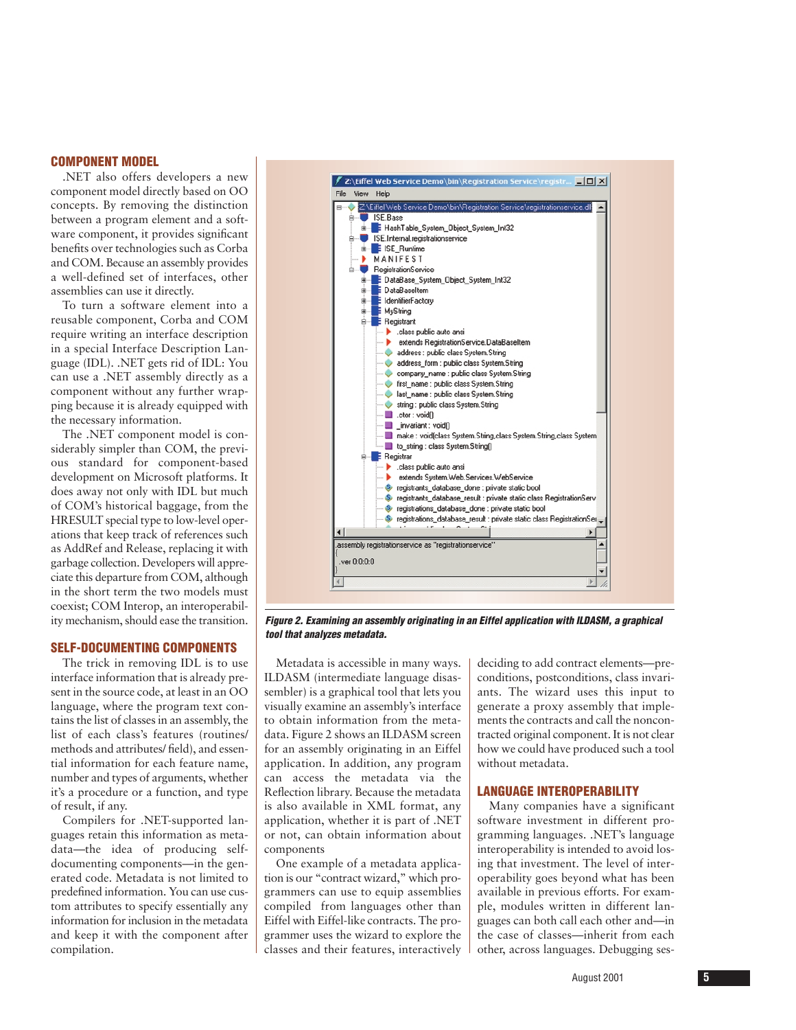## COMPONENT MODEL

.NET also offers developers a new component model directly based on OO concepts. By removing the distinction between a program element and a software component, it provides significant benefits over technologies such as Corba and COM. Because an assembly provides a well-defined set of interfaces, other assemblies can use it directly.

To turn a software element into a reusable component, Corba and COM require writing an interface description in a special Interface Description Language (IDL). .NET gets rid of IDL: You can use a .NET assembly directly as a component without any further wrapping because it is already equipped with the necessary information.

The .NET component model is considerably simpler than COM, the previous standard for component-based development on Microsoft platforms. It does away not only with IDL but much of COM's historical baggage, from the HRESULT special type to low-level operations that keep track of references such as AddRef and Release, replacing it with garbage collection. Developers will appreciate this departure from COM, although in the short term the two models must coexist; COM Interop, an interoperability mechanism, should ease the transition.

## SELF-DOCUMENTING COMPONENTS

The trick in removing IDL is to use interface information that is already present in the source code, at least in an OO language, where the program text contains the list of classes in an assembly, the list of each class's features (routines/methods and attributes/field), and essential information for each feature name, number and types of arguments, whether it's a procedure or a function, and type of result, if any.

Compilers for .NET-supported languages retain this information as metadata—the idea of producing self-documenting components—in the generated code. Metadata is not limited to predefined information. You can use custom attributes to specify essentially any information for inclusion in the metadata and keep it with the component after compilation.

***Figure 2. Examining an assembly originating in an Eiffel application with ILDASM, a graphical tool that analyzes metadata.***

Metadata is accessible in many ways. ILDASM (intermediate language disassembler) is a graphical tool that lets you visually examine an assembly's interface to obtain information from the metadata. Figure 2 shows an ILDASM screen for an assembly originating in an Eiffel application. In addition, any program can access the metadata via the Reflection library. Because the metadata is also available in XML format, any application, whether it is part of .NET or not, can obtain information about components

One example of a metadata application is our "contract wizard," which programmers can use to equip assemblies compiled from languages other than Eiffel with Eiffel-like contracts. The programmer uses the wizard to explore the classes and their features, interactively deciding to add contract elements—preconditions, postconditions, class invariants. The wizard uses this input to generate a proxy assembly that implements the contracts and call the noncontracted original component. It is not clear how we could have produced such a tool without metadata.

## LANGUAGE INTEROPERABILITY

Many companies have a significant software investment in different programming languages. .NET's language interoperability is intended to avoid losing that investment. The level of interoperability goes beyond what has been available in previous efforts. For example, modules written in different languages can both call each other and—in the case of classes—inherit from each other, across languages. Debugging ses-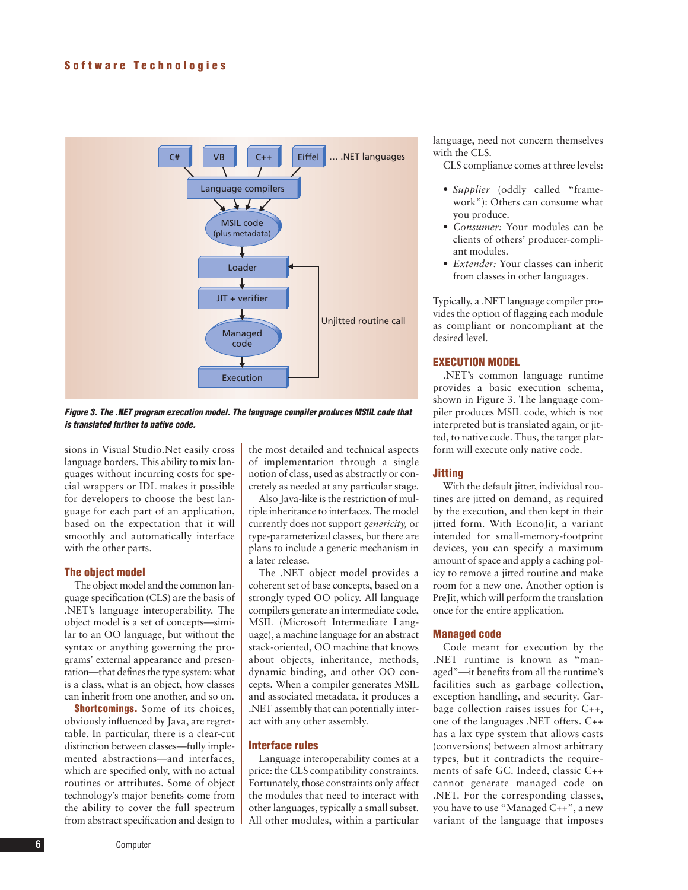Figure 3. The .NET program execution model. The language compiler produces MSIIL code that is translated further to native code.

sions in Visual Studio.Net easily cross language borders. This ability to mix languages without incurring costs for special wrappers or IDL makes it possible for developers to choose the best language for each part of an application, based on the expectation that it will smoothly and automatically interface with the other parts.

## The object model

The object model and the common language specification (CLS) are the basis of .NET's language interoperability. The object model is a set of concepts—similar to an OO language, but without the syntax or anything governing the programs' external appearance and presentation—that defines the type system: what is a class, what is an object, how classes can inherit from one another, and so on.

**Shortcomings.** Some of its choices, obviously influenced by Java, are regrettable. In particular, there is a clear-cut distinction between classes—fully implemented abstractions—and interfaces, which are specified only, with no actual routines or attributes. Some of object technology's major benefits come from the ability to cover the full spectrum from abstract specification and design to the most detailed and technical aspects of implementation through a single notion of class, used as abstractly or concretely as needed at any particular stage.

Also Java-like is the restriction of multiple inheritance to interfaces. The model currently does not support *genericity,* or type-parameterized classes, but there are plans to include a generic mechanism in a later release.

The .NET object model provides a coherent set of base concepts, based on a strongly typed OO policy. All language compilers generate an intermediate code, MSIL (Microsoft Intermediate Language), a machine language for an abstract stack-oriented, OO machine that knows about objects, inheritance, methods, dynamic binding, and other OO concepts. When a compiler generates MSIL and associated metadata, it produces a .NET assembly that can potentially interact with any other assembly.

## Interface rules

Language interoperability comes at a price: the CLS compatibility constraints. Fortunately, those constraints only affect the modules that need to interact with other languages, typically a small subset. All other modules, within a particular language, need not concern themselves with the CLS.

CLS compliance comes at three levels:

- *Supplier* (oddly called "framework"): Others can consume what you produce.
- *Consumer:* Your modules can be clients of others' producer-compliant modules.
- *Extender:* Your classes can inherit from classes in other languages.

Typically, a .NET language compiler provides the option of flagging each module as compliant or noncompliant at the desired level.

## EXECUTION MODEL

.NET's common language runtime provides a basic execution schema, shown in Figure 3. The language compiler produces MSIL code, which is not interpreted but is translated again, or jitted, to native code. Thus, the target platform will execute only native code.

## Jitting

With the default jitter, individual routines are jitted on demand, as required by the execution, and then kept in their jitted form. With EconoJit, a variant intended for small-memory-footprint devices, you can specify a maximum amount of space and apply a caching policy to remove a jitted routine and make room for a new one. Another option is PreJit, which will perform the translation once for the entire application.

## Managed code

Code meant for execution by the .NET runtime is known as "managed"—it benefits from all the runtime's facilities such as garbage collection, exception handling, and security. Garbage collection raises issues for C++, one of the languages .NET offers. C++ has a lax type system that allows casts (conversions) between almost arbitrary types, but it contradicts the requirements of safe GC. Indeed, classic C++ cannot generate managed code on .NET. For the corresponding classes, you have to use "Managed C++", a new variant of the language that imposes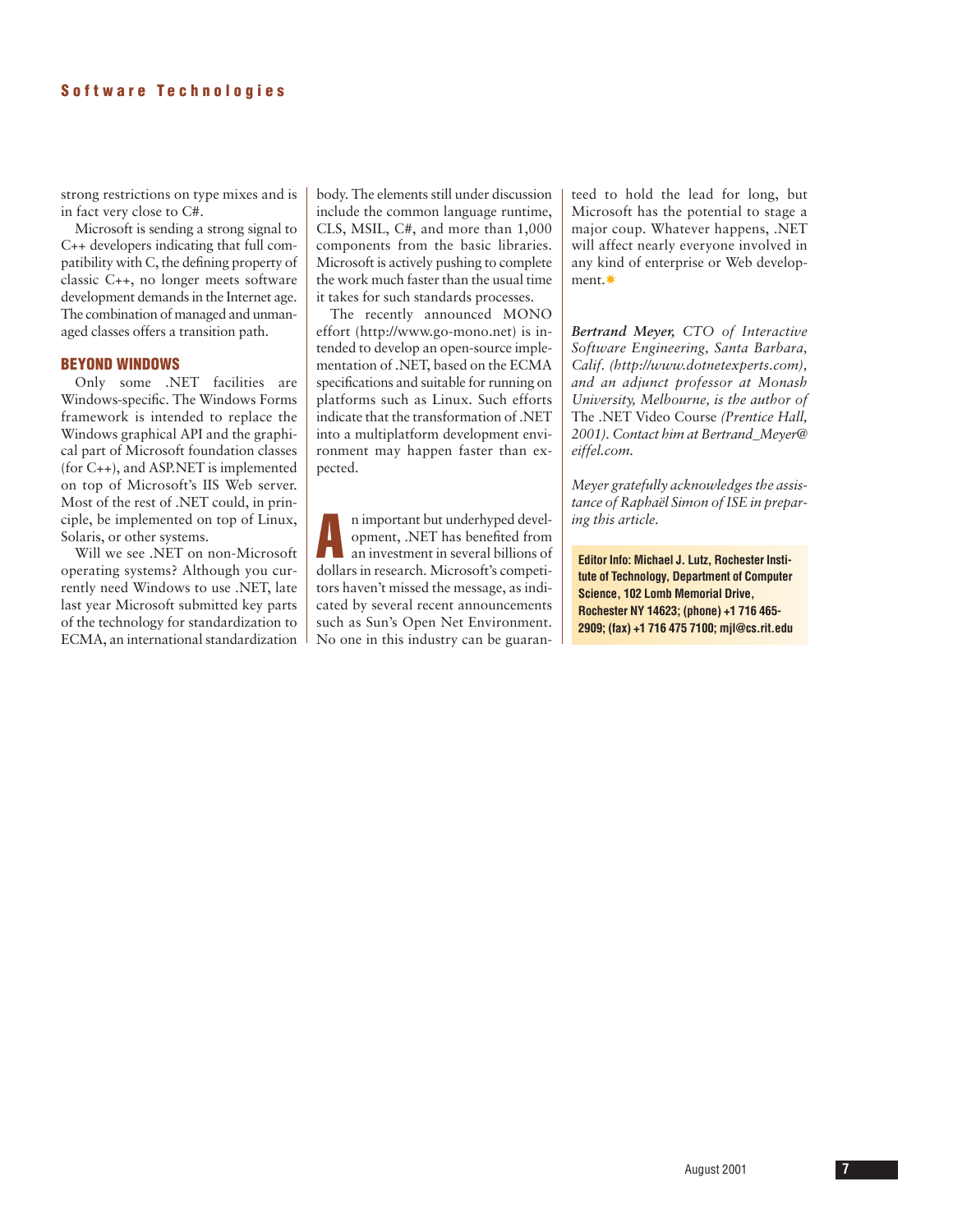strong restrictions on type mixes and is in fact very close to C#.

Microsoft is sending a strong signal to C++ developers indicating that full compatibility with C, the defining property of classic C++, no longer meets software development demands in the Internet age. The combination of managed and unmanaged classes offers a transition path.

### BEYOND WINDOWS

Only some .NET facilities are Windows-specific. The Windows Forms framework is intended to replace the Windows graphical API and the graphical part of Microsoft foundation classes (for C++), and ASP.NET is implemented on top of Microsoft's IIS Web server. Most of the rest of .NET could, in principle, be implemented on top of Linux, Solaris, or other systems.

Will we see .NET on non-Microsoft operating systems? Although you currently need Windows to use .NET, late last year Microsoft submitted key parts of the technology for standardization to ECMA, an international standardization body. The elements still under discussion include the common language runtime, CLS, MSIL, C#, and more than 1,000 components from the basic libraries. Microsoft is actively pushing to complete the work much faster than the usual time it takes for such standards processes.

The recently announced MONO effort (http://www.go-mono.net) is intended to develop an open-source implementation of .NET, based on the ECMA specifications and suitable for running on platforms such as Linux. Such efforts indicate that the transformation of .NET into a multiplatform development environment may happen faster than expected.

An important but underhyped development, .NET has benefited from an investment in several billions of dollars in research. Microsoft's competitors haven't missed the message, as indicated by several recent announcements such as Sun's Open Net Environment. No one in this industry can be guaranteed to hold the lead for long, but Microsoft has the potential to stage a major coup. Whatever happens, .NET will affect nearly everyone involved in any kind of enterprise or Web development.

***Bertrand Meyer,** CTO of Interactive Software Engineering, Santa Barbara, Calif. (http://www.dotnetexperts.com), and an adjunct professor at Monash University, Melbourne, is the author of* The .NET Video Course *(Prentice Hall, 2001). Contact him at Bertrand_Meyer@eiffel.com.*

*Meyer gratefully acknowledges the assistance of Raphaël Simon of ISE in preparing this article.*

**Editor Info: Michael J. Lutz, Rochester Institute of Technology, Department of Computer Science, 102 Lomb Memorial Drive, Rochester NY 14623; (phone) +1 716 465-2909; (fax) +1 716 475 7100; mjl@cs.rit.edu**